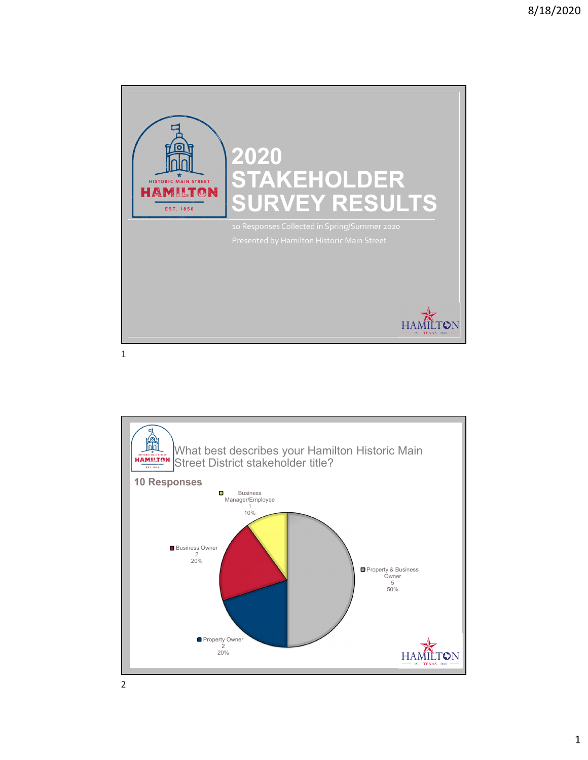# 2020 STAKEHOLDER SURVEY RESULTS

10 Responses Collected in Spring/Summer 2020

Presented by Hamilton Historic Main Street

## What best describes your Hamilton Historic Main Street District stakeholder title?

**10 Responses**

| Stakeholder Title | Responses | Percent |
|---|---|---|
| Property & Business Owner | 5 | 50% |
| Property Owner | 2 | 20% |
| Business Owner | 2 | 20% |
| Business Manager/Employee | 1 | 10% |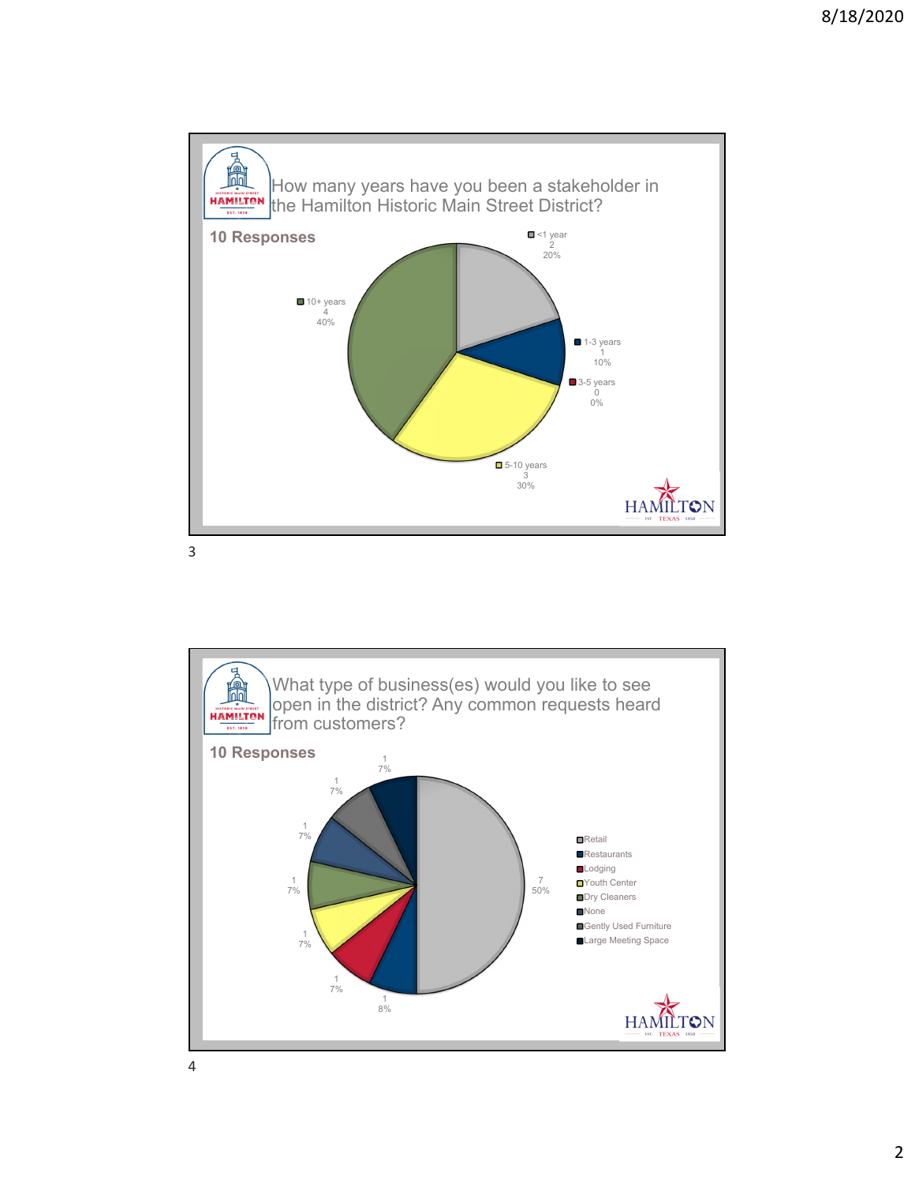## How many years have you been a stakeholder in the Hamilton Historic Main Street District?

**10 Responses**

| Response | Count | Percent |
| --- | --- | --- |
| <1 year | 2 | 20% |
| 1-3 years | 1 | 10% |
| 3-5 years | 0 | 0% |
| 5-10 years | 3 | 30% |
| 10+ years | 4 | 40% |

## What type of business(es) would you like to see open in the district? Any common requests heard from customers?

**10 Responses**

| Response | Count | Percent |
| --- | --- | --- |
| Retail | 7 | 50% |
| Restaurants | 1 | 8% |
| Lodging | 1 | 7% |
| Youth Center | 1 | 7% |
| Dry Cleaners | 1 | 7% |
| None | 1 | 7% |
| Gently Used Furniture | 1 | 7% |
| Large Meeting Space | 1 | 7% |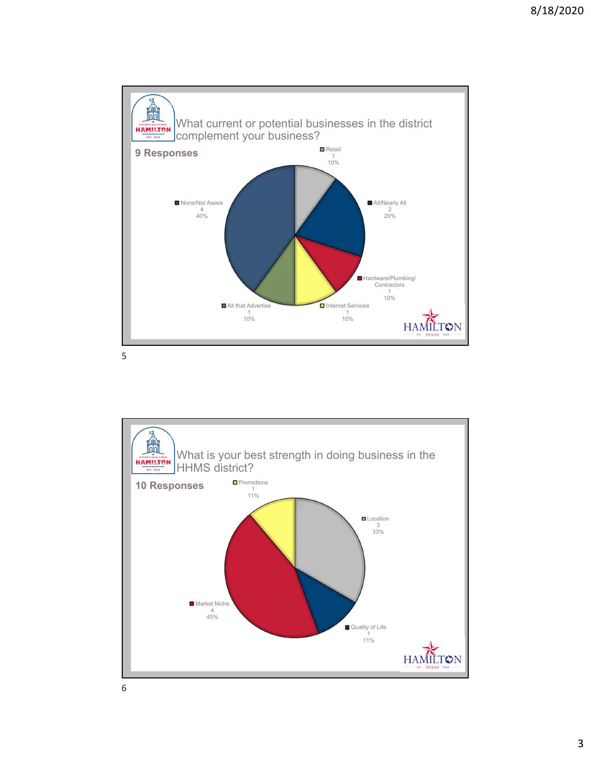## What current or potential businesses in the district complement your business?

**9 Responses**

- Retail: 1 (10%)
- All/Nearly All: 2 (20%)
- Hardware/Plumbing/Contractors: 1 (10%)
- Internet Services: 1 (10%)
- All that Advertise: 1 (10%)
- None/Not Aware: 4 (40%)

## What is your best strength in doing business in the HHMS district?

**10 Responses**

- Promotions: 1 (11%)
- Location: 3 (33%)
- Quality of Life: 1 (11%)
- Market Niche: 4 (45%)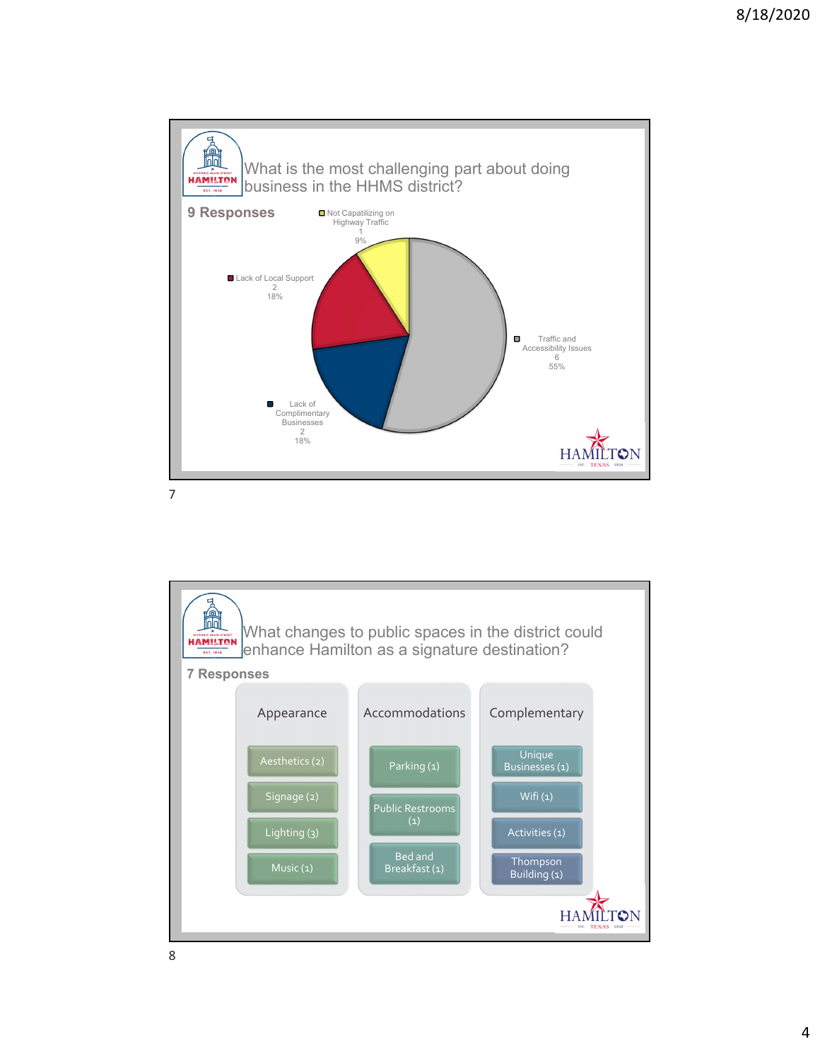## What is the most challenging part about doing business in the HHMS district?

**9 Responses**

| Response | Count | Percent |
|---|---|---|
| Not Capatilizing on Highway Traffic | 1 | 9% |
| Lack of Local Support | 2 | 18% |
| Traffic and Accessibility Issues | 6 | 55% |
| Lack of Complimentary Businesses | 2 | 18% |

## What changes to public spaces in the district could enhance Hamilton as a signature destination?

**7 Responses**

| Appearance | Accommodations | Complementary |
|---|---|---|
| Aesthetics (2) | Parking (1) | Unique Businesses (1) |
| Signage (2) | Public Restrooms (1) | Wifi (1) |
| Lighting (3) | Bed and Breakfast (1) | Activities (1) |
| Music (1) | | Thompson Building (1) |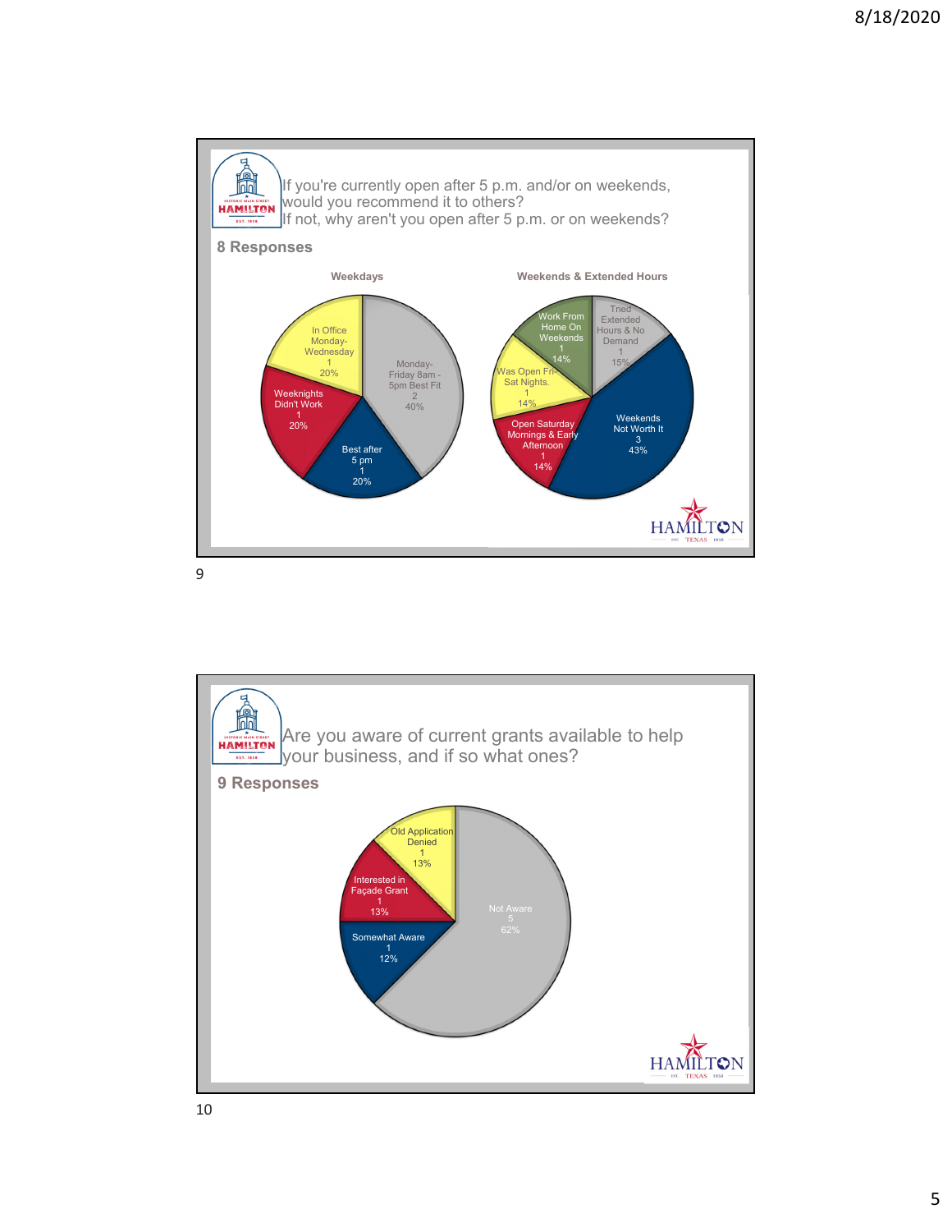If you're currently open after 5 p.m. and/or on weekends, would you recommend it to others?
If not, why aren't you open after 5 p.m. or on weekends?

**8 Responses**

**Weekdays**

| Response | Count | Percent |
|---|---|---|
| Monday-Friday 8am - 5pm Best Fit | 2 | 40% |
| In Office Monday-Wednesday | 1 | 20% |
| Weeknights Didn't Work | 1 | 20% |
| Best after 5 pm | 1 | 20% |

**Weekends & Extended Hours**

| Response | Count | Percent |
|---|---|---|
| Weekends Not Worth It | 3 | 43% |
| Tried Extended Hours & No Demand | 1 | 15% |
| Work From Home On Weekends | 1 | 14% |
| Was Open Fri-Sat Nights. | 1 | 14% |
| Open Saturday Mornings & Early Afternoon | 1 | 14% |

Are you aware of current grants available to help your business, and if so what ones?

**9 Responses**

| Response | Count | Percent |
|---|---|---|
| Not Aware | 5 | 62% |
| Old Application Denied | 1 | 13% |
| Interested in Façade Grant | 1 | 13% |
| Somewhat Aware | 1 | 12% |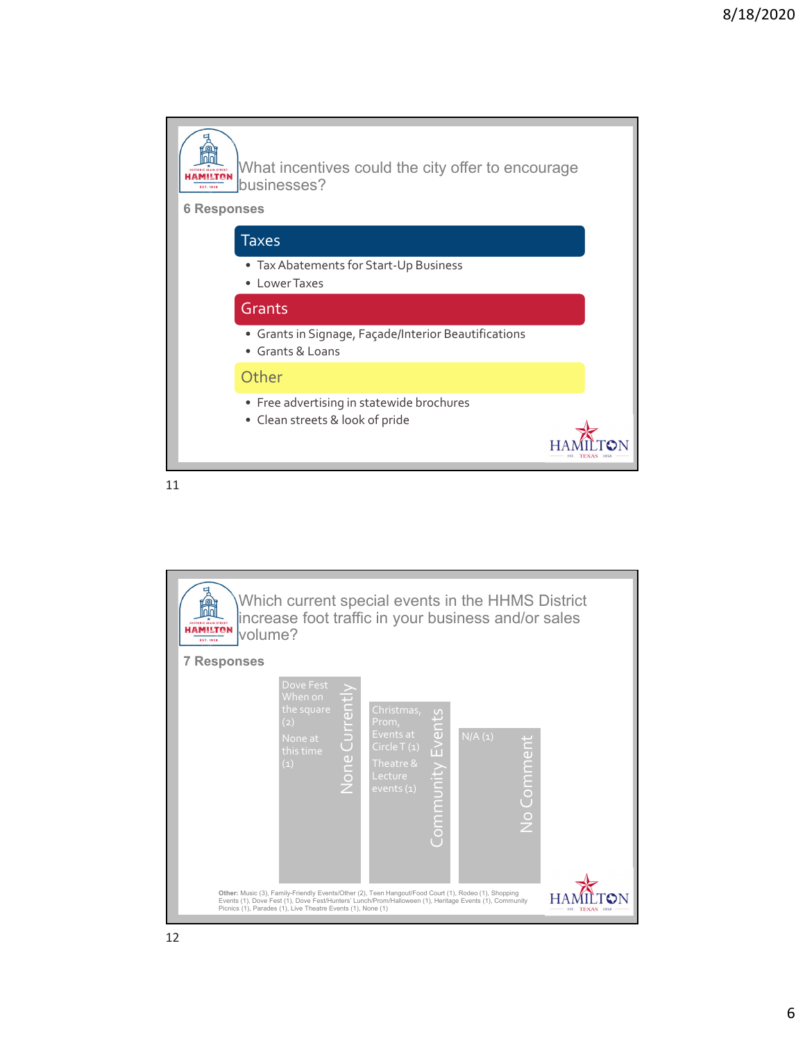## What incentives could the city offer to encourage businesses?

**6 Responses**

### Taxes

- Tax Abatements for Start-Up Business
- Lower Taxes

### Grants

- Grants in Signage, Façade/Interior Beautifications
- Grants & Loans

### Other

- Free advertising in statewide brochures
- Clean streets & look of pride

## Which current special events in the HHMS District increase foot traffic in your business and/or sales volume?

**7 Responses**

| None Currently | Community Events | No Comment |
|---|---|---|
| Dove Fest When on the square (2)<br>None at this time (1) | Christmas, Prom, Events at Circle T (1)<br>Theatre & Lecture events (1) | N/A (1) |

**Other:** Music (3), Family-Friendly Events/Other (2), Teen Hangout/Food Court (1), Rodeo (1), Shopping Events (1), Dove Fest (1), Dove Fest/Hunters' Lunch/Prom/Halloween (1), Heritage Events (1), Community Picnics (1), Parades (1), Live Theatre Events (1), None (1)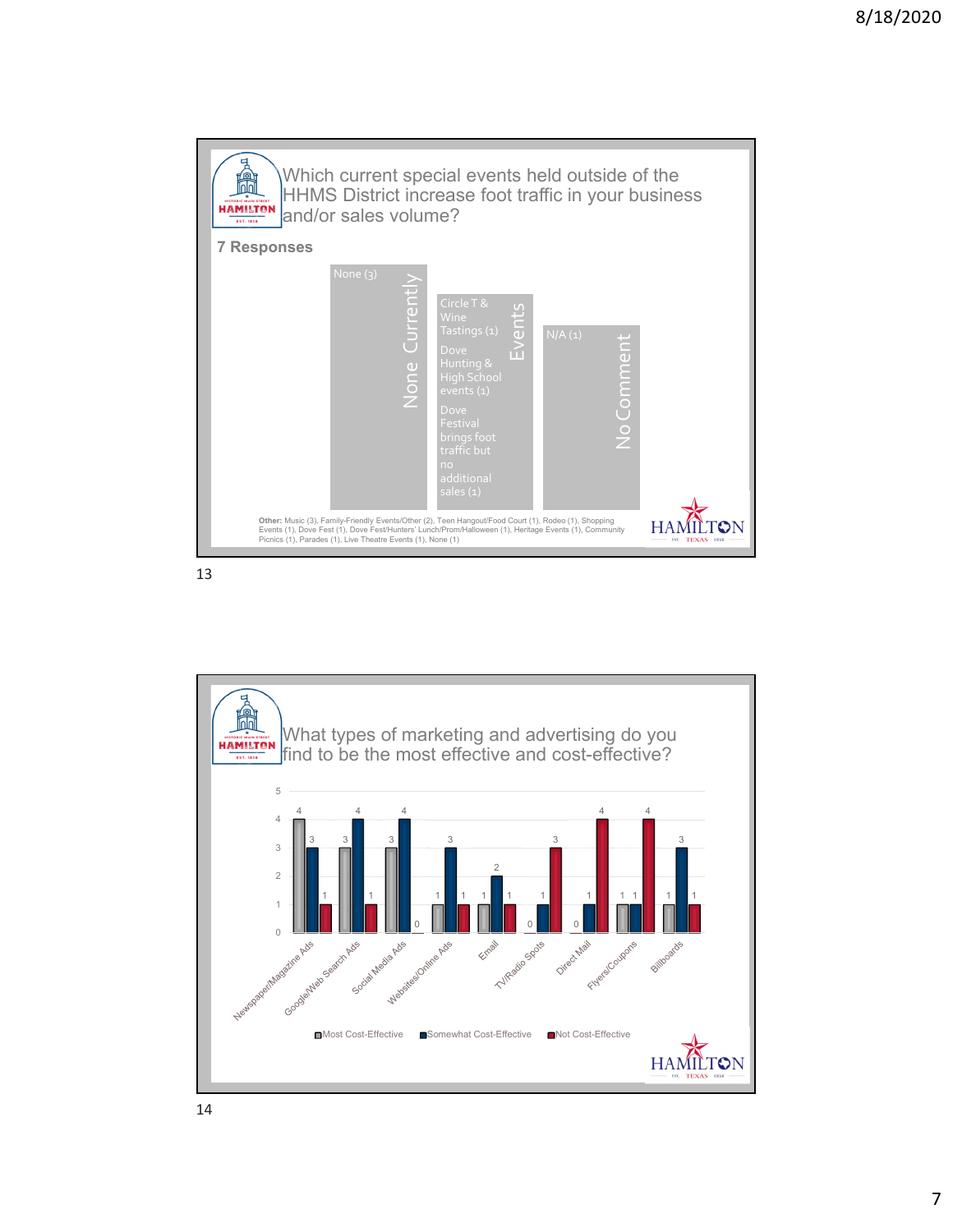## Which current special events held outside of the HHMS District increase foot traffic in your business and/or sales volume?

**7 Responses**

| None Currently | Events | No Comment |
|---|---|---|
| None (3) | Circle T & Wine Tastings (1)<br>Dove Hunting & High School events (1)<br>Dove Festival brings foot traffic but no additional sales (1) | N/A (1) |

**Other:** Music (3), Family-Friendly Events/Other (2), Teen Hangout/Food Court (1), Rodeo (1), Shopping Events (1), Dove Fest (1), Dove Fest/Hunters' Lunch/Prom/Halloween (1), Heritage Events (1), Community Picnics (1), Parades (1), Live Theatre Events (1), None (1)

## What types of marketing and advertising do you find to be the most effective and cost-effective?

| | Most Cost-Effective | Somewhat Cost-Effective | Not Cost-Effective |
|---|---|---|---|
| Newspaper/Magazine Ads | 4 | 3 | 1 |
| Google/Web Search Ads | 3 | 4 | 1 |
| Social Media Ads | 3 | 4 | 0 |
| Websites/Online Ads | 1 | 3 | 1 |
| Email | 1 | 2 | 1 |
| TV/Radio Spots | 0 | 1 | 3 |
| Direct Mail | 0 | 1 | 4 |
| Flyers/Coupons | 1 | 1 | 4 |
| Billboards | 1 | 3 | 1 |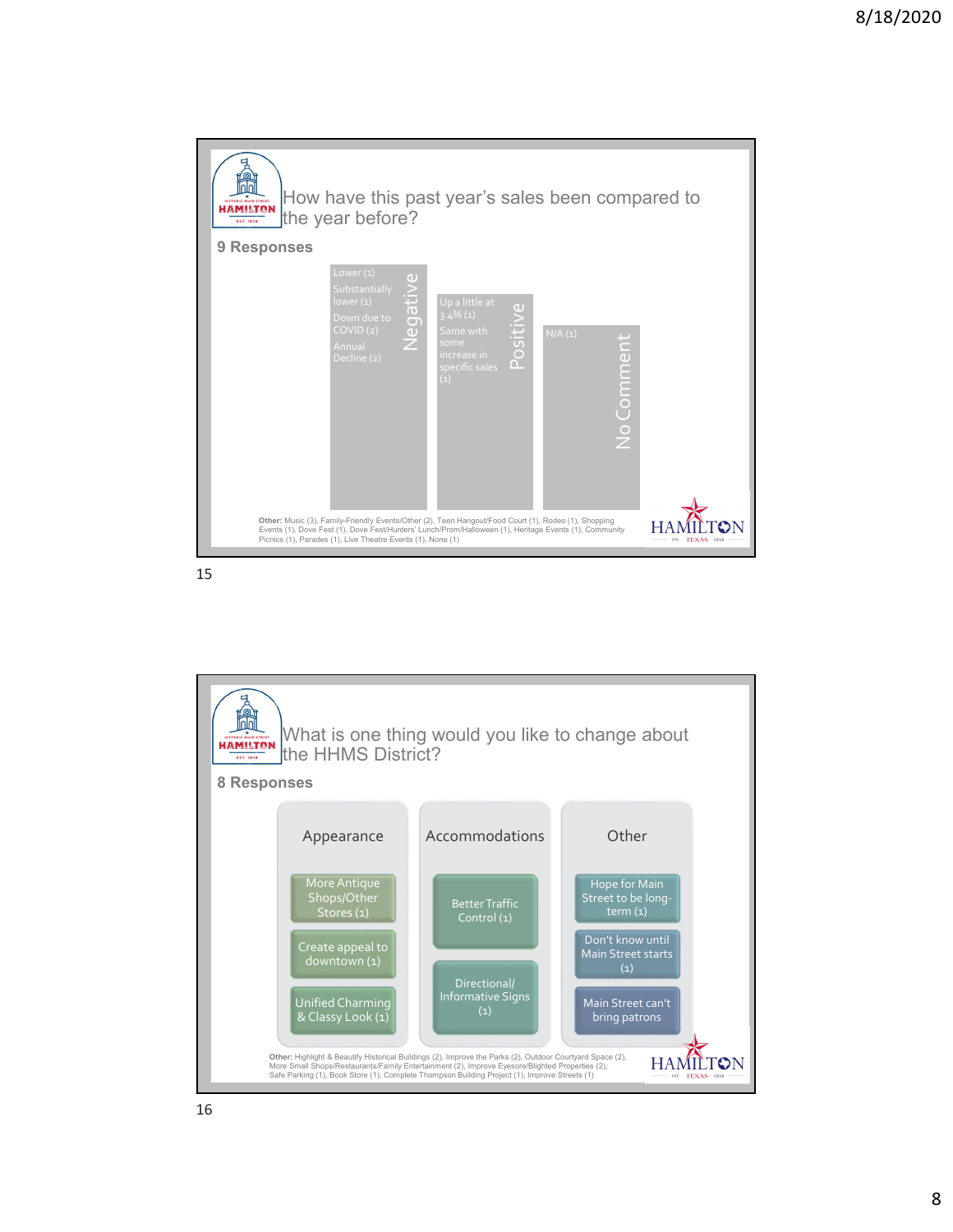## How have this past year's sales been compared to the year before?

**9 Responses**

**Negative**
- Lower (1)
- Substantially lower (1)
- Down due to COVID (2)
- Annual Decline (2)

**Positive**
- Up a little at 3-4% (1)
- Same with some increase in specific sales (1)

**No Comment**
- N/A (1)

**Other:** Music (3), Family-Friendly Events/Other (2), Teen Hangout/Food Court (1), Rodeo (1), Shopping Events (1), Dove Fest (1), Dove Fest/Hunters' Lunch/Prom/Halloween (1), Heritage Events (1), Community Picnics (1), Parades (1), Live Theatre Events (1), None (1)

## What is one thing would you like to change about the HHMS District?

**8 Responses**

**Appearance**
- More Antique Shops/Other Stores (1)
- Create appeal to downtown (1)
- Unified Charming & Classy Look (1)

**Accommodations**
- Better Traffic Control (1)
- Directional/ Informative Signs (1)

**Other**
- Hope for Main Street to be long-term (1)
- Don't know until Main Street starts (1)
- Main Street can't bring patrons

**Other:** Highlight & Beautify Historical Buildings (2), Improve the Parks (2), Outdoor Courtyard Space (2), More Small Shops/Restaurants/Family Entertainment (2), Improve Eyesore/Blighted Properties (2), Safe Parking (1), Book Store (1), Complete Thompson Building Project (1), Improve Streets (1)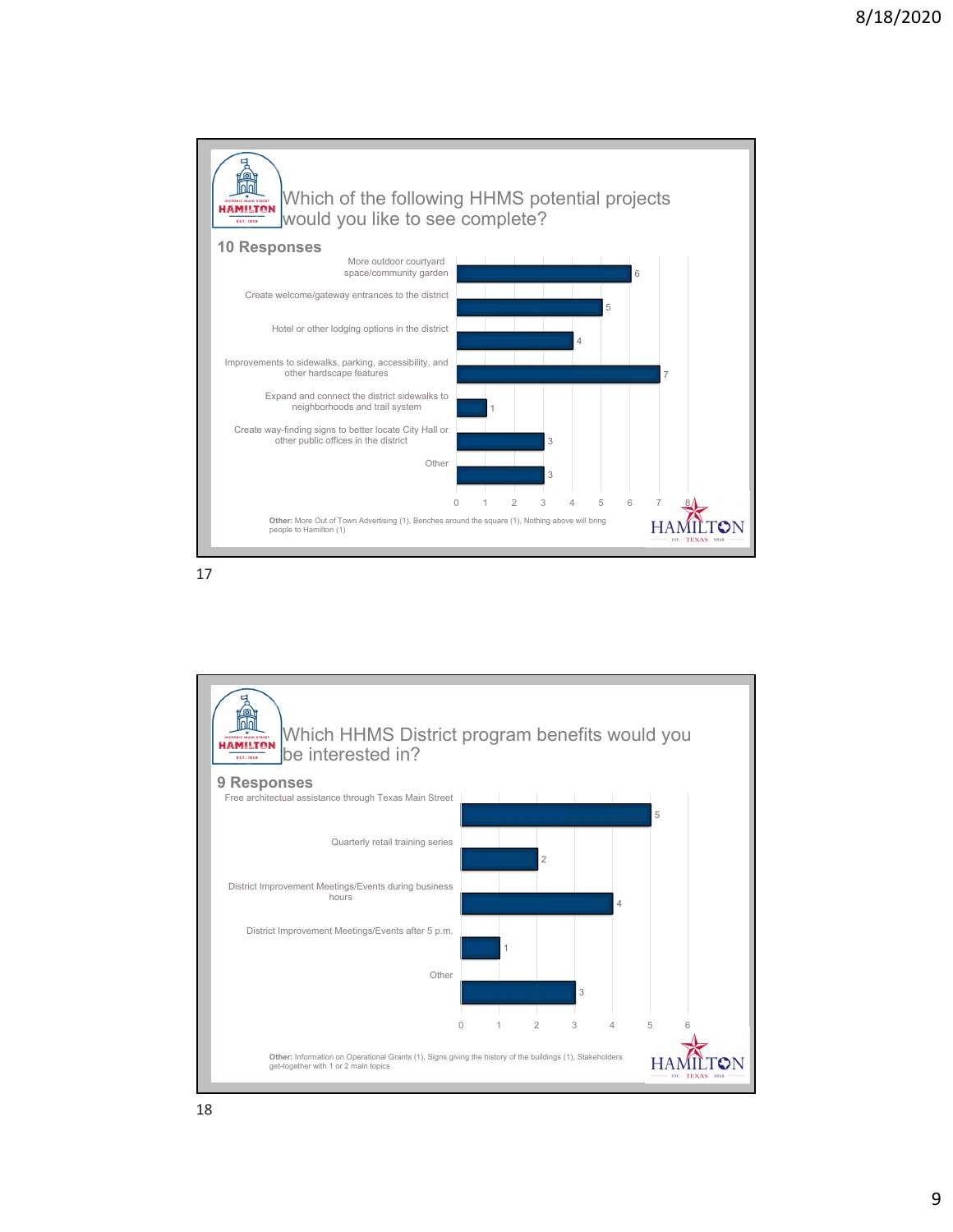## Which of the following HHMS potential projects would you like to see complete?

**10 Responses**

| Project | Responses |
|---|---|
| More outdoor courtyard space/community garden | 6 |
| Create welcome/gateway entrances to the district | 5 |
| Hotel or other lodging options in the district | 4 |
| Improvements to sidewalks, parking, accessibility, and other hardscape features | 7 |
| Expand and connect the district sidewalks to neighborhoods and trail system | 1 |
| Create way-finding signs to better locate City Hall or other public offices in the district | 3 |
| Other | 3 |

**Other:** More Out of Town Advertising (1), Benches around the square (1), Nothing above will bring people to Hamilton (1)

## Which HHMS District program benefits would you be interested in?

**9 Responses**

| Program benefit | Responses |
|---|---|
| Free architectural assistance through Texas Main Street | 5 |
| Quarterly retail training series | 2 |
| District Improvement Meetings/Events during business hours | 4 |
| District Improvement Meetings/Events after 5 p.m. | 1 |
| Other | 3 |

**Other:** Information on Operational Grants (1), Signs giving the history of the buildings (1), Stakeholders get-together with 1 or 2 main topics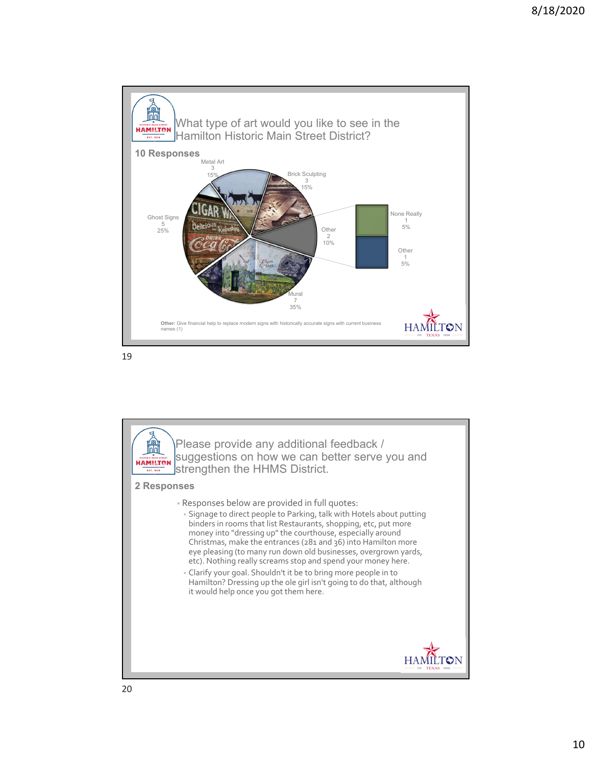## What type of art would you like to see in the Hamilton Historic Main Street District?

**10 Responses**

Metal Art
3
15%

Brick Sculpting
3
15%

Other
2
10%

None Really
1
5%

Other
1
5%

Mural
7
35%

Ghost Signs
5
25%

**Other:** Give financial help to replace modern signs with historically accurate signs with current business names (1)

## Please provide any additional feedback / suggestions on how we can better serve you and strengthen the HHMS District.

**2 Responses**

- Responses below are provided in full quotes:
  - Signage to direct people to Parking, talk with Hotels about putting binders in rooms that list Restaurants, shopping, etc, put more money into "dressing up" the courthouse, especially around Christmas, make the entrances (281 and 36) into Hamilton more eye pleasing (to many run down old businesses, overgrown yards, etc). Nothing really screams stop and spend your money here.
  - Clarify your goal. Shouldn't it be to bring more people in to Hamilton? Dressing up the ole girl isn't going to do that, although it would help once you got them here.